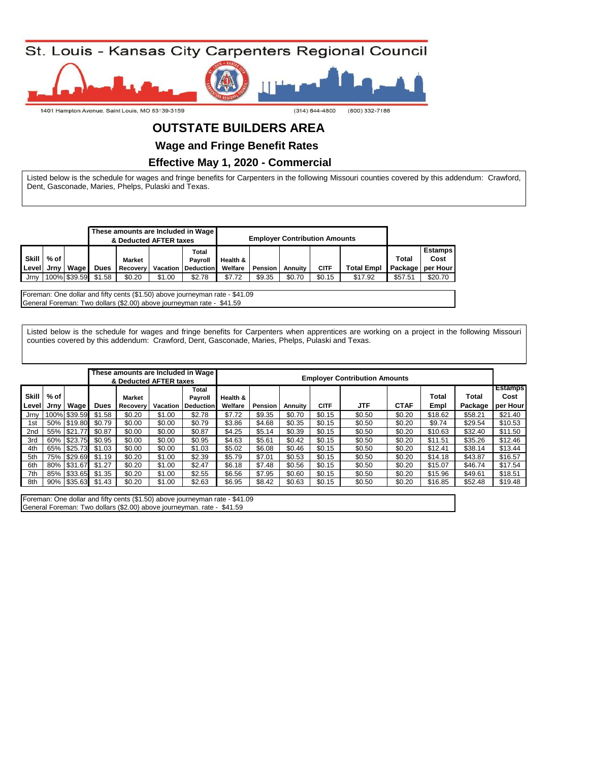St. Louis - Kansas City Carpenters Regional Council

1401 Hampton Avenue, Saint Louis, MO 63139-3159 (314) 644-4800 (800) 332-7188

# OUTSTATE BUILDERS AREA

## Wage and Fringe Benefit Rates

## Effective May 1, 2020 - Commercial

Listed below is the schedule for wages and fringe benefits for Carpenters in the following Missouri counties covered by this addendum: Crawford, Dent, Gasconade, Maries, Phelps, Pulaski and Texas.

| | | | These amounts are Included in Wage & Deducted AFTER taxes | | | | Employer Contribution Amounts | | | | | | |
|---|---|---|---|---|---|---|---|---|---|---|---|---|---|
| Skill Level | % of Jrny | Wage | Dues | Market Recovery | Vacation | Total Payroll Deduction | Health & Welfare | Pension | Annuity | CITF | Total Empl | Total Package | Estamps Cost per Hour |
| Jrny | 100% | $39.59 | $1.58 | $0.20 | $1.00 | $2.78 | $7.72 | $9.35 | $0.70 | $0.15 | $17.92 | $57.51 | $20.70 |

Foreman: One dollar and fifty cents ($1.50) above journeyman rate - $41.09
General Foreman: Two dollars ($2.00) above journeyman rate - $41.59

Listed below is the schedule for wages and fringe benefits for Carpenters when apprentices are working on a project in the following Missouri counties covered by this addendum: Crawford, Dent, Gasconade, Maries, Phelps, Pulaski and Texas.

| | | | These amounts are Included in Wage & Deducted AFTER taxes | | | | Employer Contribution Amounts | | | | | | | | |
|---|---|---|---|---|---|---|---|---|---|---|---|---|---|---|---|
| Skill Level | % of Jrny | Wage | Dues | Market Recovery | Vacation | Total Payroll Deduction | Health & Welfare | Pension | Annuity | CITF | JTF | CTAF | Total Empl | Total Package | Estamps Cost per Hour |
| Jrny | 100% | $39.59 | $1.58 | $0.20 | $1.00 | $2.78 | $7.72 | $9.35 | $0.70 | $0.15 | $0.50 | $0.20 | $18.62 | $58.21 | $21.40 |
| 1st | 50% | $19.80 | $0.79 | $0.00 | $0.00 | $0.79 | $3.86 | $4.68 | $0.35 | $0.15 | $0.50 | $0.20 | $9.74 | $29.54 | $10.53 |
| 2nd | 55% | $21.77 | $0.87 | $0.00 | $0.00 | $0.87 | $4.25 | $5.14 | $0.39 | $0.15 | $0.50 | $0.20 | $10.63 | $32.40 | $11.50 |
| 3rd | 60% | $23.75 | $0.95 | $0.00 | $0.00 | $0.95 | $4.63 | $5.61 | $0.42 | $0.15 | $0.50 | $0.20 | $11.51 | $35.26 | $12.46 |
| 4th | 65% | $25.73 | $1.03 | $0.00 | $0.00 | $1.03 | $5.02 | $6.08 | $0.46 | $0.15 | $0.50 | $0.20 | $12.41 | $38.14 | $13.44 |
| 5th | 75% | $29.69 | $1.19 | $0.20 | $1.00 | $2.39 | $5.79 | $7.01 | $0.53 | $0.15 | $0.50 | $0.20 | $14.18 | $43.87 | $16.57 |
| 6th | 80% | $31.67 | $1.27 | $0.20 | $1.00 | $2.47 | $6.18 | $7.48 | $0.56 | $0.15 | $0.50 | $0.20 | $15.07 | $46.74 | $17.54 |
| 7th | 85% | $33.65 | $1.35 | $0.20 | $1.00 | $2.55 | $6.56 | $7.95 | $0.60 | $0.15 | $0.50 | $0.20 | $15.96 | $49.61 | $18.51 |
| 8th | 90% | $35.63 | $1.43 | $0.20 | $1.00 | $2.63 | $6.95 | $8.42 | $0.63 | $0.15 | $0.50 | $0.20 | $16.85 | $52.48 | $19.48 |

Foreman: One dollar and fifty cents ($1.50) above journeyman rate - $41.09
General Foreman: Two dollars ($2.00) above journeyman. rate - $41.59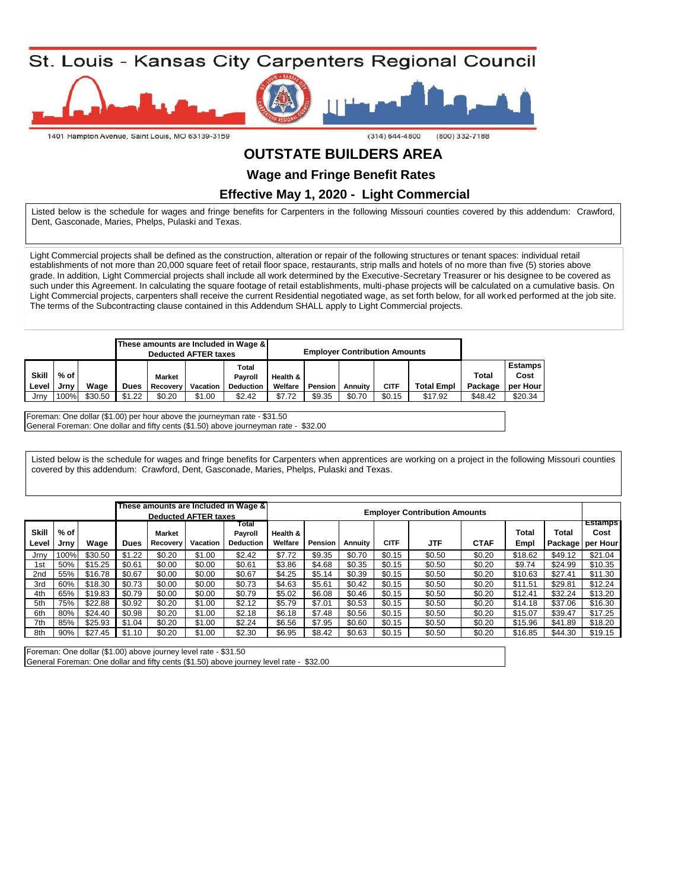St. Louis - Kansas City Carpenters Regional Council

1401 Hampton Avenue, Saint Louis, MO 63139-3159

(314) 644-4800 (800) 332-7188

# OUTSTATE BUILDERS AREA

## Wage and Fringe Benefit Rates

## Effective May 1, 2020 - Light Commercial

Listed below is the schedule for wages and fringe benefits for Carpenters in the following Missouri counties covered by this addendum: Crawford, Dent, Gasconade, Maries, Phelps, Pulaski and Texas.

Light Commercial projects shall be defined as the construction, alteration or repair of the following structures or tenant spaces: individual retail establishments of not more than 20,000 square feet of retail floor space, restaurants, strip malls and hotels of no more than five (5) stories above grade. In addition, Light Commercial projects shall include all work determined by the Executive-Secretary Treasurer or his designee to be covered as such under this Agreement. In calculating the square footage of retail establishments, multi-phase projects will be calculated on a cumulative basis. On Light Commercial projects, carpenters shall receive the current Residential negotiated wage, as set forth below, for all worked performed at the job site. The terms of the Subcontracting clause contained in this Addendum SHALL apply to Light Commercial projects.

| | | | These amounts are Included in Wage & Deducted AFTER taxes | | | | Employer Contribution Amounts | | | | | | |
|---|---|---|---|---|---|---|---|---|---|---|---|---|---|
| Skill Level | % of Jrny | Wage | Dues | Market Recovery | Vacation | Total Payroll Deduction | Health & Welfare | Pension | Annuity | CITF | Total Empl | Total Package | Estamps Cost per Hour |
| Jrny | 100% | $30.50 | $1.22 | $0.20 | $1.00 | $2.42 | $7.72 | $9.35 | $0.70 | $0.15 | $17.92 | $48.42 | $20.34 |

Foreman: One dollar ($1.00) per hour above the journeyman rate - $31.50
General Foreman: One dollar and fifty cents ($1.50) above journeyman rate - $32.00

Listed below is the schedule for wages and fringe benefits for Carpenters when apprentices are working on a project in the following Missouri counties covered by this addendum: Crawford, Dent, Gasconade, Maries, Phelps, Pulaski and Texas.

| | | | These amounts are Included in Wage & Deducted AFTER taxes | | | | Employer Contribution Amounts | | | | | | | | |
|---|---|---|---|---|---|---|---|---|---|---|---|---|---|---|---|
| Skill Level | % of Jrny | Wage | Dues | Market Recovery | Vacation | Total Payroll Deduction | Health & Welfare | Pension | Annuity | CITF | JTF | CTAF | Total Empl | Total Package | Estamps Cost per Hour |
| Jrny | 100% | $30.50 | $1.22 | $0.20 | $1.00 | $2.42 | $7.72 | $9.35 | $0.70 | $0.15 | $0.50 | $0.20 | $18.62 | $49.12 | $21.04 |
| 1st | 50% | $15.25 | $0.61 | $0.00 | $0.00 | $0.61 | $3.86 | $4.68 | $0.35 | $0.15 | $0.50 | $0.20 | $9.74 | $24.99 | $10.35 |
| 2nd | 55% | $16.78 | $0.67 | $0.00 | $0.00 | $0.67 | $4.25 | $5.14 | $0.39 | $0.15 | $0.50 | $0.20 | $10.63 | $27.41 | $11.30 |
| 3rd | 60% | $18.30 | $0.73 | $0.00 | $0.00 | $0.73 | $4.63 | $5.61 | $0.42 | $0.15 | $0.50 | $0.20 | $11.51 | $29.81 | $12.24 |
| 4th | 65% | $19.83 | $0.79 | $0.00 | $0.00 | $0.79 | $5.02 | $6.08 | $0.46 | $0.15 | $0.50 | $0.20 | $12.41 | $32.24 | $13.20 |
| 5th | 75% | $22.88 | $0.92 | $0.20 | $1.00 | $2.12 | $5.79 | $7.01 | $0.53 | $0.15 | $0.50 | $0.20 | $14.18 | $37.06 | $16.30 |
| 6th | 80% | $24.40 | $0.98 | $0.20 | $1.00 | $2.18 | $6.18 | $7.48 | $0.56 | $0.15 | $0.50 | $0.20 | $15.07 | $39.47 | $17.25 |
| 7th | 85% | $25.93 | $1.04 | $0.20 | $1.00 | $2.24 | $6.56 | $7.95 | $0.60 | $0.15 | $0.50 | $0.20 | $15.96 | $41.89 | $18.20 |
| 8th | 90% | $27.45 | $1.10 | $0.20 | $1.00 | $2.30 | $6.95 | $8.42 | $0.63 | $0.15 | $0.50 | $0.20 | $16.85 | $44.30 | $19.15 |

Foreman: One dollar ($1.00) above journey level rate - $31.50
General Foreman: One dollar and fifty cents ($1.50) above journey level rate - $32.00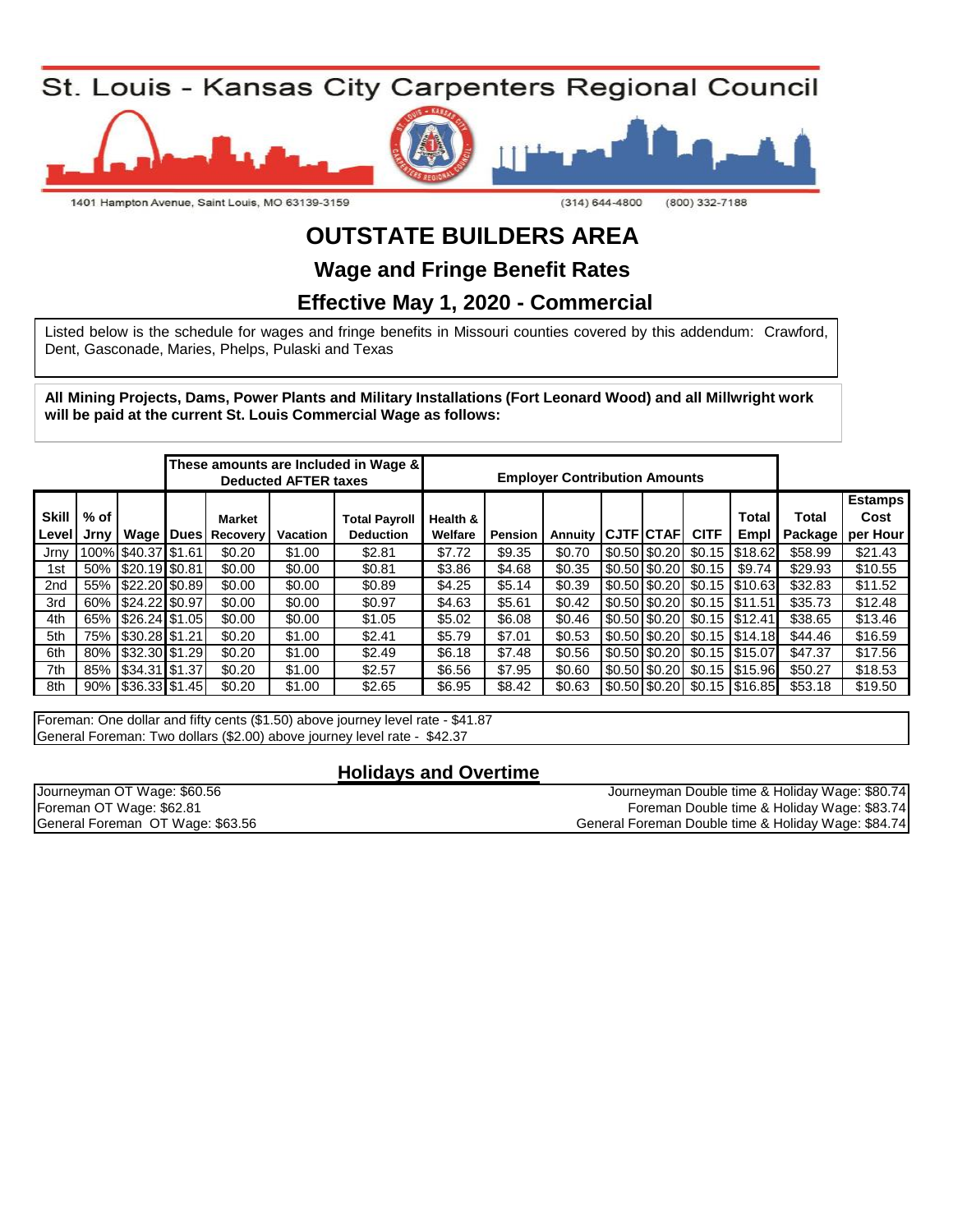# St. Louis - Kansas City Carpenters Regional Council

1401 Hampton Avenue, Saint Louis, MO 63139-3159 (314) 644-4800 (800) 332-7188

## OUTSTATE BUILDERS AREA

### Wage and Fringe Benefit Rates

### Effective May 1, 2020 - Commercial

Listed below is the schedule for wages and fringe benefits in Missouri counties covered by this addendum: Crawford, Dent, Gasconade, Maries, Phelps, Pulaski and Texas

**All Mining Projects, Dams, Power Plants and Military Installations (Fort Leonard Wood) and all Millwright work will be paid at the current St. Louis Commercial Wage as follows:**

| | | | These amounts are Included in Wage & Deducted AFTER taxes | | | | Employer Contribution Amounts | | | | | | | | |
|---|---|---|---|---|---|---|---|---|---|---|---|---|---|---|---|
| Skill Level | % of Jrny | Wage | Dues | Market Recovery | Vacation | Total Payroll Deduction | Health & Welfare | Pension | Annuity | CJTF | CTAF | CITF | Total Empl | Total Package | Estamps Cost per Hour |
| Jrny | 100% | $40.37 | $1.61 | $0.20 | $1.00 | $2.81 | $7.72 | $9.35 | $0.70 | $0.50 | $0.20 | $0.15 | $18.62 | $58.99 | $21.43 |
| 1st | 50% | $20.19 | $0.81 | $0.00 | $0.00 | $0.81 | $3.86 | $4.68 | $0.35 | $0.50 | $0.20 | $0.15 | $9.74 | $29.93 | $10.55 |
| 2nd | 55% | $22.20 | $0.89 | $0.00 | $0.00 | $0.89 | $4.25 | $5.14 | $0.39 | $0.50 | $0.20 | $0.15 | $10.63 | $32.83 | $11.52 |
| 3rd | 60% | $24.22 | $0.97 | $0.00 | $0.00 | $0.97 | $4.63 | $5.61 | $0.42 | $0.50 | $0.20 | $0.15 | $11.51 | $35.73 | $12.48 |
| 4th | 65% | $26.24 | $1.05 | $0.00 | $0.00 | $1.05 | $5.02 | $6.08 | $0.46 | $0.50 | $0.20 | $0.15 | $12.41 | $38.65 | $13.46 |
| 5th | 75% | $30.28 | $1.21 | $0.20 | $1.00 | $2.41 | $5.79 | $7.01 | $0.53 | $0.50 | $0.20 | $0.15 | $14.18 | $44.46 | $16.59 |
| 6th | 80% | $32.30 | $1.29 | $0.20 | $1.00 | $2.49 | $6.18 | $7.48 | $0.56 | $0.50 | $0.20 | $0.15 | $15.07 | $47.37 | $17.56 |
| 7th | 85% | $34.31 | $1.37 | $0.20 | $1.00 | $2.57 | $6.56 | $7.95 | $0.60 | $0.50 | $0.20 | $0.15 | $15.96 | $50.27 | $18.53 |
| 8th | 90% | $36.33 | $1.45 | $0.20 | $1.00 | $2.65 | $6.95 | $8.42 | $0.63 | $0.50 | $0.20 | $0.15 | $16.85 | $53.18 | $19.50 |

Foreman: One dollar and fifty cents ($1.50) above journey level rate - $41.87
General Foreman: Two dollars ($2.00) above journey level rate - $42.37

### Holidays and Overtime

Journeyman OT Wage: $60.56
Foreman OT Wage: $62.81
General Foreman OT Wage: $63.56

Journeyman Double time & Holiday Wage: $80.74
Foreman Double time & Holiday Wage: $83.74
General Foreman Double time & Holiday Wage: $84.74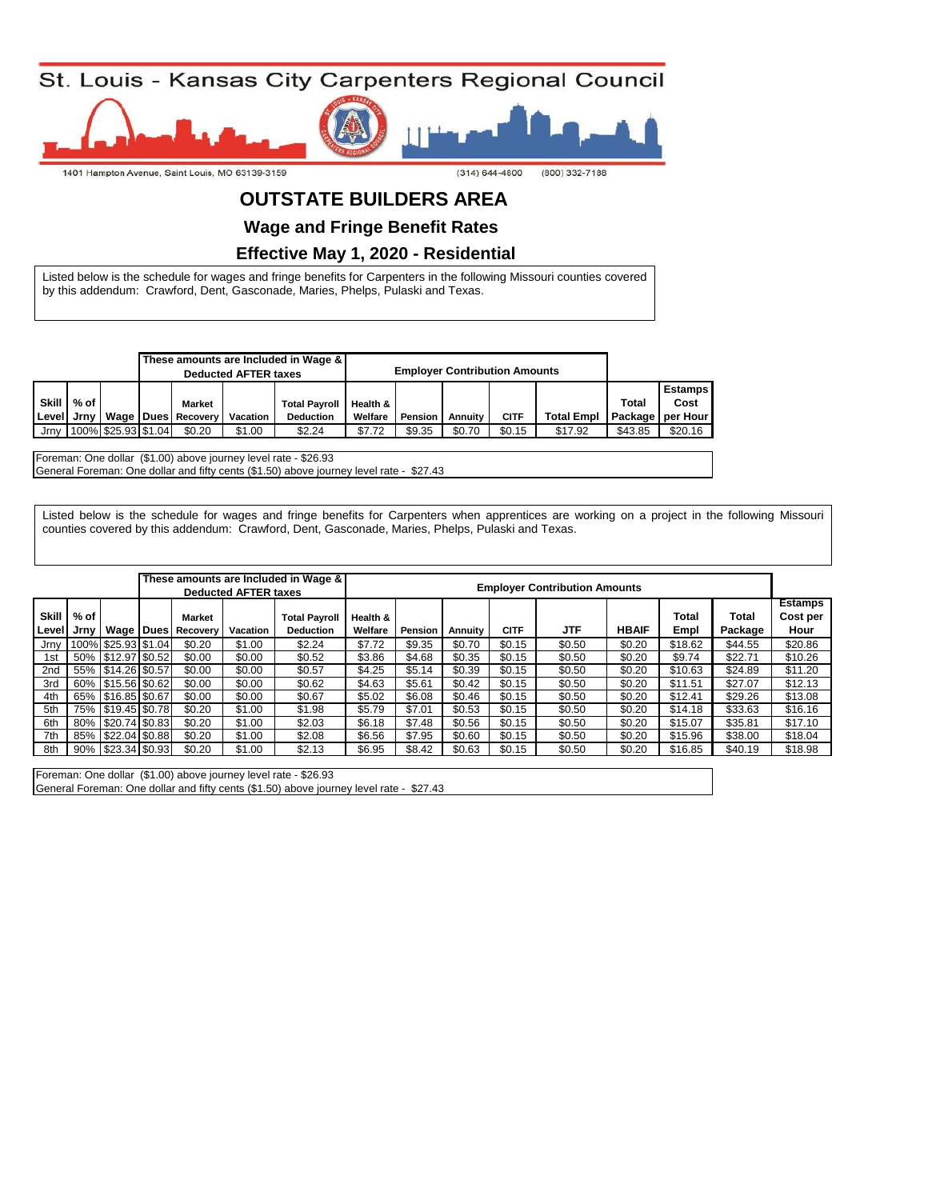St. Louis - Kansas City Carpenters Regional Council

1401 Hampton Avenue, Saint Louis, MO 63139-3159 (314) 644-4800 (800) 332-7186

# OUTSTATE BUILDERS AREA

## Wage and Fringe Benefit Rates

## Effective May 1, 2020 - Residential

Listed below is the schedule for wages and fringe benefits for Carpenters in the following Missouri counties covered by this addendum: Crawford, Dent, Gasconade, Maries, Phelps, Pulaski and Texas.

| | | | These amounts are Included in Wage & Deducted AFTER taxes | | | | Employer Contribution Amounts | | | | | | |
|---|---|---|---|---|---|---|---|---|---|---|---|---|---|
| Skill Level | % of Jrny | Wage | Dues | Market Recovery | Vacation | Total Payroll Deduction | Health & Welfare | Pension | Annuity | CITF | Total Empl | Total Package | Estamps Cost per Hour |
| Jrny | 100% | $25.93 | $1.04 | $0.20 | $1.00 | $2.24 | $7.72 | $9.35 | $0.70 | $0.15 | $17.92 | $43.85 | $20.16 |

Foreman: One dollar ($1.00) above journey level rate - $26.93
General Foreman: One dollar and fifty cents ($1.50) above journey level rate - $27.43

Listed below is the schedule for wages and fringe benefits for Carpenters when apprentices are working on a project in the following Missouri counties covered by this addendum: Crawford, Dent, Gasconade, Maries, Phelps, Pulaski and Texas.

| | | | These amounts are Included in Wage & Deducted AFTER taxes | | | | Employer Contribution Amounts | | | | | | | | |
|---|---|---|---|---|---|---|---|---|---|---|---|---|---|---|---|
| Skill Level | % of Jrny | Wage | Dues | Market Recovery | Vacation | Total Payroll Deduction | Health & Welfare | Pension | Annuity | CITF | JTF | HBAIF | Total Empl | Total Package | Estamps Cost per Hour |
| Jrny | 100% | $25.93 | $1.04 | $0.20 | $1.00 | $2.24 | $7.72 | $9.35 | $0.70 | $0.15 | $0.50 | $0.20 | $18.62 | $44.55 | $20.86 |
| 1st | 50% | $12.97 | $0.52 | $0.00 | $0.00 | $0.52 | $3.86 | $4.68 | $0.35 | $0.15 | $0.50 | $0.20 | $9.74 | $22.71 | $10.26 |
| 2nd | 55% | $14.26 | $0.57 | $0.00 | $0.00 | $0.57 | $4.25 | $5.14 | $0.39 | $0.15 | $0.50 | $0.20 | $10.63 | $24.89 | $11.20 |
| 3rd | 60% | $15.56 | $0.62 | $0.00 | $0.00 | $0.62 | $4.63 | $5.61 | $0.42 | $0.15 | $0.50 | $0.20 | $11.51 | $27.07 | $12.13 |
| 4th | 65% | $16.85 | $0.67 | $0.00 | $0.00 | $0.67 | $5.02 | $6.08 | $0.46 | $0.15 | $0.50 | $0.20 | $12.41 | $29.26 | $13.08 |
| 5th | 75% | $19.45 | $0.78 | $0.20 | $1.00 | $1.98 | $5.79 | $7.01 | $0.53 | $0.15 | $0.50 | $0.20 | $14.18 | $33.63 | $16.16 |
| 6th | 80% | $20.74 | $0.83 | $0.20 | $1.00 | $2.03 | $6.18 | $7.48 | $0.56 | $0.15 | $0.50 | $0.20 | $15.07 | $35.81 | $17.10 |
| 7th | 85% | $22.04 | $0.88 | $0.20 | $1.00 | $2.08 | $6.56 | $7.95 | $0.60 | $0.15 | $0.50 | $0.20 | $15.96 | $38.00 | $18.04 |
| 8th | 90% | $23.34 | $0.93 | $0.20 | $1.00 | $2.13 | $6.95 | $8.42 | $0.63 | $0.15 | $0.50 | $0.20 | $16.85 | $40.19 | $18.98 |

Foreman: One dollar ($1.00) above journey level rate - $26.93
General Foreman: One dollar and fifty cents ($1.50) above journey level rate - $27.43